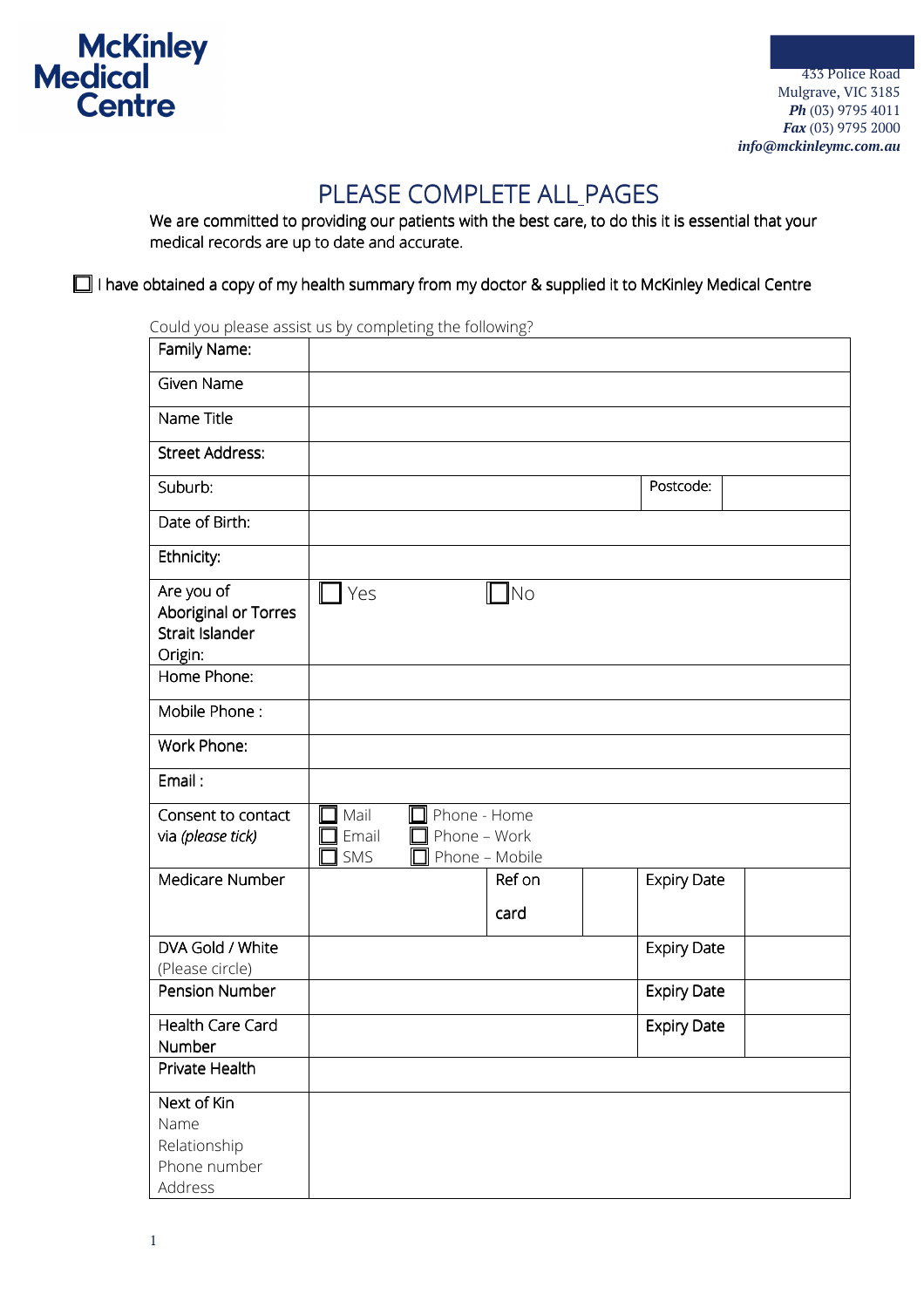**McKinley Medical Centre**

433 Police Road
Mulgrave, VIC 3185
***Ph*** (03) 9795 4011
***Fax*** (03) 9795 2000
***info@mckinleymc.com.au***

# PLEASE COMPLETE ALL PAGES

We are committed to providing our patients with the best care, to do this it is essential that your medical records are up to date and accurate.

☐ I have obtained a copy of my health summary from my doctor & supplied it to McKinley Medical Centre

Could you please assist us by completing the following?

| Family Name: | | | | | |
|---|---|---|---|---|---|
| Given Name | | | | | |
| Name Title | | | | | |
| Street Address: | | | | | |
| Suburb: | | | | Postcode: | |
| Date of Birth: | | | | | |
| Ethnicity: | | | | | |
| Are you of Aboriginal or Torres Strait Islander Origin: | ☐ Yes | ☐ No | | | |
| Home Phone: | | | | | |
| Mobile Phone : | | | | | |
| Work Phone: | | | | | |
| Email : | | | | | |
| Consent to contact via *(please tick)* | ☐ Mail<br>☐ Email<br>☐ SMS | ☐ Phone - Home<br>☐ Phone – Work<br>☐ Phone – Mobile | | | |
| Medicare Number | | Ref on card | | Expiry Date | |
| DVA Gold / White (Please circle) | | | | Expiry Date | |
| Pension Number | | | | Expiry Date | |
| Health Care Card Number | | | | Expiry Date | |
| Private Health | | | | | |
| Next of Kin<br>Name<br>Relationship<br>Phone number<br>Address | | | | | |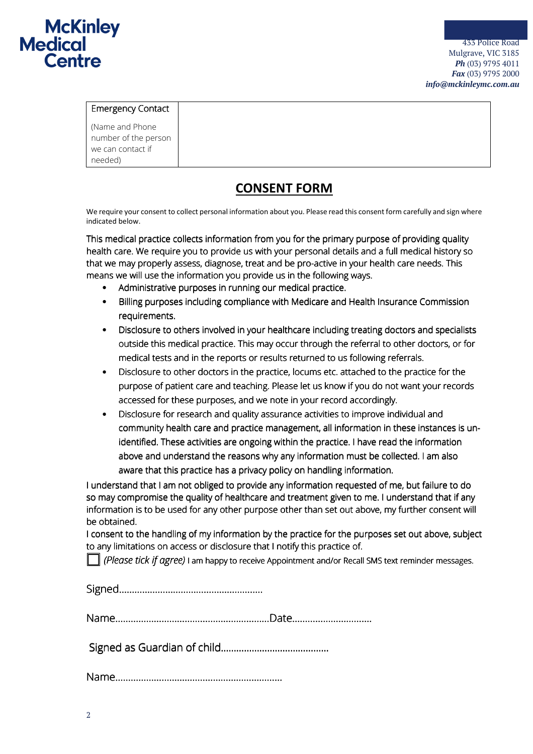McKinley Medical Centre

433 Police Road
Mulgrave, VIC 3185
***Ph*** (03) 9795 4011
***Fax*** (03) 9795 2000
***info@mckinleymc.com.au***

| | |
|---|---|
| Emergency Contact<br><br>(Name and Phone number of the person we can contact if needed) | |

## CONSENT FORM

We require your consent to collect personal information about you. Please read this consent form carefully and sign where indicated below.

This medical practice collects information from you for the primary purpose of providing quality health care. We require you to provide us with your personal details and a full medical history so that we may properly assess, diagnose, treat and be pro-active in your health care needs. This means we will use the information you provide us in the following ways.

- Administrative purposes in running our medical practice.
- Billing purposes including compliance with Medicare and Health Insurance Commission requirements.
- Disclosure to others involved in your healthcare including treating doctors and specialists outside this medical practice. This may occur through the referral to other doctors, or for medical tests and in the reports or results returned to us following referrals.
- Disclosure to other doctors in the practice, locums etc. attached to the practice for the purpose of patient care and teaching. Please let us know if you do not want your records accessed for these purposes, and we note in your record accordingly.
- Disclosure for research and quality assurance activities to improve individual and community health care and practice management, all information in these instances is un-identified. These activities are ongoing within the practice. I have read the information above and understand the reasons why any information must be collected. I am also aware that this practice has a privacy policy on handling information.

I understand that I am not obliged to provide any information requested of me, but failure to do so may compromise the quality of healthcare and treatment given to me. I understand that if any information is to be used for any other purpose other than set out above, my further consent will be obtained.

I consent to the handling of my information by the practice for the purposes set out above, subject to any limitations on access or disclosure that I notify this practice of.

☐ *(Please tick if agree)* I am happy to receive Appointment and/or Recall SMS text reminder messages.

Signed.......................................................

Name............................................................Date..............................

Signed as Guardian of child.........................................

Name................................................................